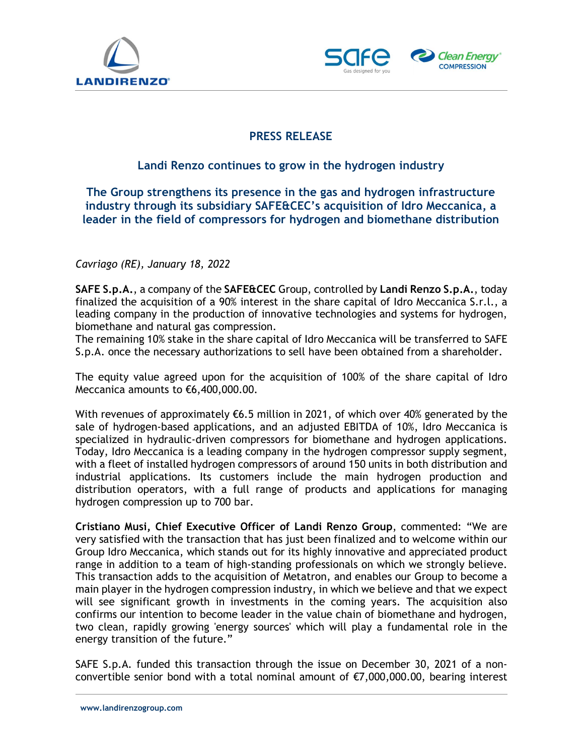# PRESS RELEASE

## Landi Renzo continues to grow in the hydrogen industry

### The Group strengthens its presence in the gas and hydrogen infrastructure industry through its subsidiary SAFE&CEC's acquisition of Idro Meccanica, a leader in the field of compressors for hydrogen and biomethane distribution

*Cavriago (RE), January 18, 2022*

**SAFE S.p.A.**, a company of the **SAFE&CEC** Group, controlled by **Landi Renzo S.p.A.**, today finalized the acquisition of a 90% interest in the share capital of Idro Meccanica S.r.l., a leading company in the production of innovative technologies and systems for hydrogen, biomethane and natural gas compression.
The remaining 10% stake in the share capital of Idro Meccanica will be transferred to SAFE S.p.A. once the necessary authorizations to sell have been obtained from a shareholder.

The equity value agreed upon for the acquisition of 100% of the share capital of Idro Meccanica amounts to €6,400,000.00.

With revenues of approximately €6.5 million in 2021, of which over 40% generated by the sale of hydrogen-based applications, and an adjusted EBITDA of 10%, Idro Meccanica is specialized in hydraulic-driven compressors for biomethane and hydrogen applications. Today, Idro Meccanica is a leading company in the hydrogen compressor supply segment, with a fleet of installed hydrogen compressors of around 150 units in both distribution and industrial applications. Its customers include the main hydrogen production and distribution operators, with a full range of products and applications for managing hydrogen compression up to 700 bar.

**Cristiano Musi, Chief Executive Officer of Landi Renzo Group**, commented: "We are very satisfied with the transaction that has just been finalized and to welcome within our Group Idro Meccanica, which stands out for its highly innovative and appreciated product range in addition to a team of high-standing professionals on which we strongly believe. This transaction adds to the acquisition of Metatron, and enables our Group to become a main player in the hydrogen compression industry, in which we believe and that we expect will see significant growth in investments in the coming years. The acquisition also confirms our intention to become leader in the value chain of biomethane and hydrogen, two clean, rapidly growing 'energy sources' which will play a fundamental role in the energy transition of the future."

SAFE S.p.A. funded this transaction through the issue on December 30, 2021 of a non-convertible senior bond with a total nominal amount of €7,000,000.00, bearing interest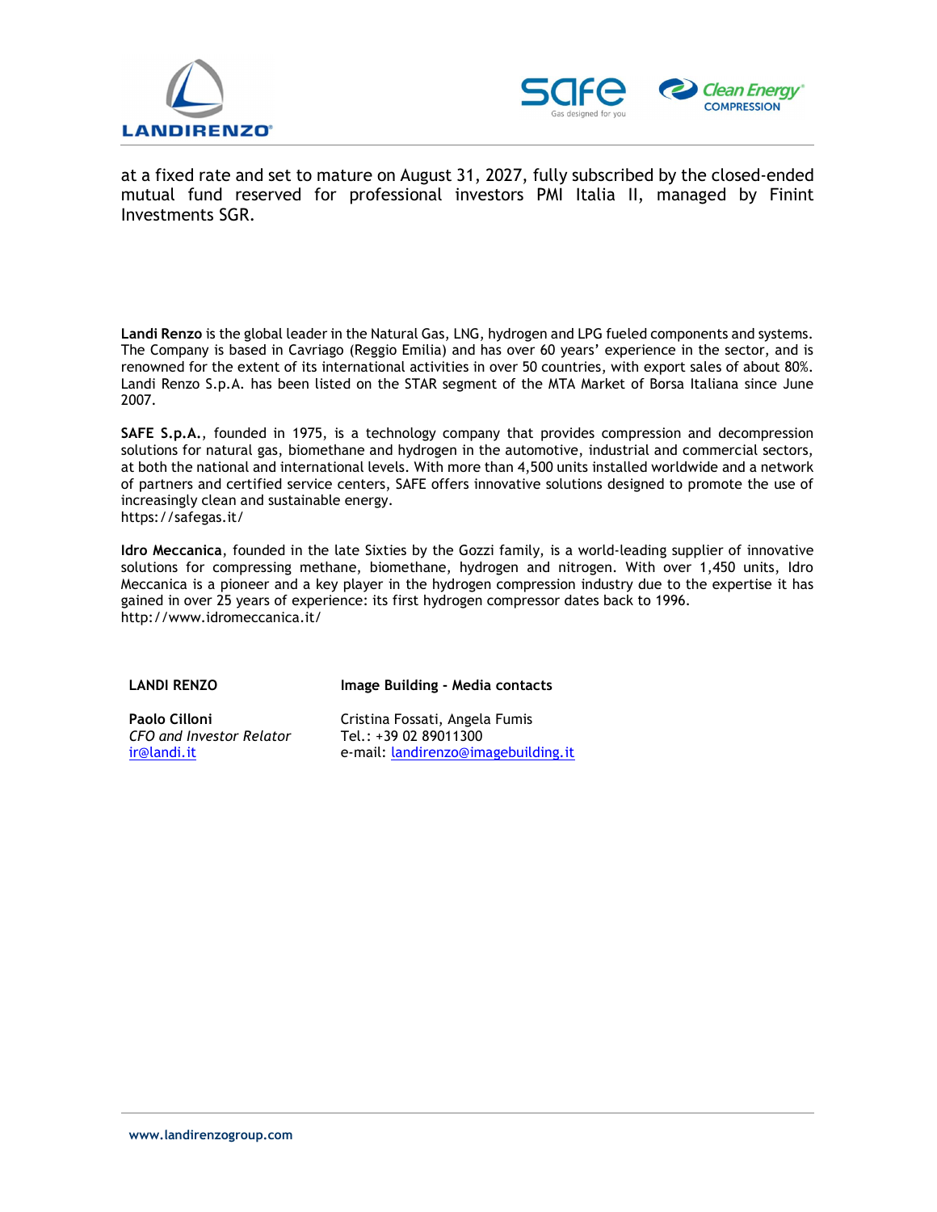at a fixed rate and set to mature on August 31, 2027, fully subscribed by the closed-ended mutual fund reserved for professional investors PMI Italia II, managed by Finint Investments SGR.

**Landi Renzo** is the global leader in the Natural Gas, LNG, hydrogen and LPG fueled components and systems. The Company is based in Cavriago (Reggio Emilia) and has over 60 years' experience in the sector, and is renowned for the extent of its international activities in over 50 countries, with export sales of about 80%. Landi Renzo S.p.A. has been listed on the STAR segment of the MTA Market of Borsa Italiana since June 2007.

**SAFE S.p.A.**, founded in 1975, is a technology company that provides compression and decompression solutions for natural gas, biomethane and hydrogen in the automotive, industrial and commercial sectors, at both the national and international levels. With more than 4,500 units installed worldwide and a network of partners and certified service centers, SAFE offers innovative solutions designed to promote the use of increasingly clean and sustainable energy.
https://safegas.it/

**Idro Meccanica**, founded in the late Sixties by the Gozzi family, is a world-leading supplier of innovative solutions for compressing methane, biomethane, hydrogen and nitrogen. With over 1,450 units, Idro Meccanica is a pioneer and a key player in the hydrogen compression industry due to the expertise it has gained in over 25 years of experience: its first hydrogen compressor dates back to 1996.
http://www.idromeccanica.it/

| | |
|---|---|
| **LANDI RENZO** | **Image Building - Media contacts** |
| **Paolo Cilloni**<br>*CFO and Investor Relator*<br>ir@landi.it | Cristina Fossati, Angela Fumis<br>Tel.: +39 02 89011300<br>e-mail: landirenzo@imagebuilding.it |